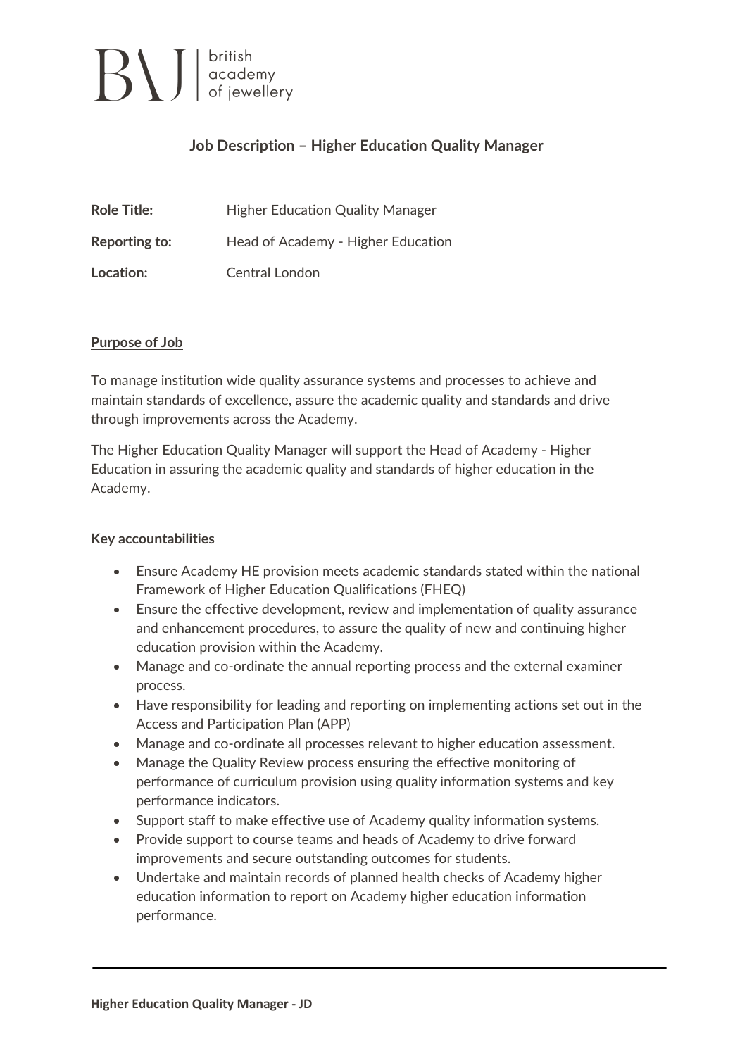BAJ | british academy of jewellery

# Job Description – Higher Education Quality Manager

| | |
|---|---|
| **Role Title:** | Higher Education Quality Manager |
| **Reporting to:** | Head of Academy - Higher Education |
| **Location:** | Central London |

## Purpose of Job

To manage institution wide quality assurance systems and processes to achieve and maintain standards of excellence, assure the academic quality and standards and drive through improvements across the Academy.

The Higher Education Quality Manager will support the Head of Academy - Higher Education in assuring the academic quality and standards of higher education in the Academy.

## Key accountabilities

- Ensure Academy HE provision meets academic standards stated within the national Framework of Higher Education Qualifications (FHEQ)
- Ensure the effective development, review and implementation of quality assurance and enhancement procedures, to assure the quality of new and continuing higher education provision within the Academy.
- Manage and co-ordinate the annual reporting process and the external examiner process.
- Have responsibility for leading and reporting on implementing actions set out in the Access and Participation Plan (APP)
- Manage and co-ordinate all processes relevant to higher education assessment.
- Manage the Quality Review process ensuring the effective monitoring of performance of curriculum provision using quality information systems and key performance indicators.
- Support staff to make effective use of Academy quality information systems.
- Provide support to course teams and heads of Academy to drive forward improvements and secure outstanding outcomes for students.
- Undertake and maintain records of planned health checks of Academy higher education information to report on Academy higher education information performance.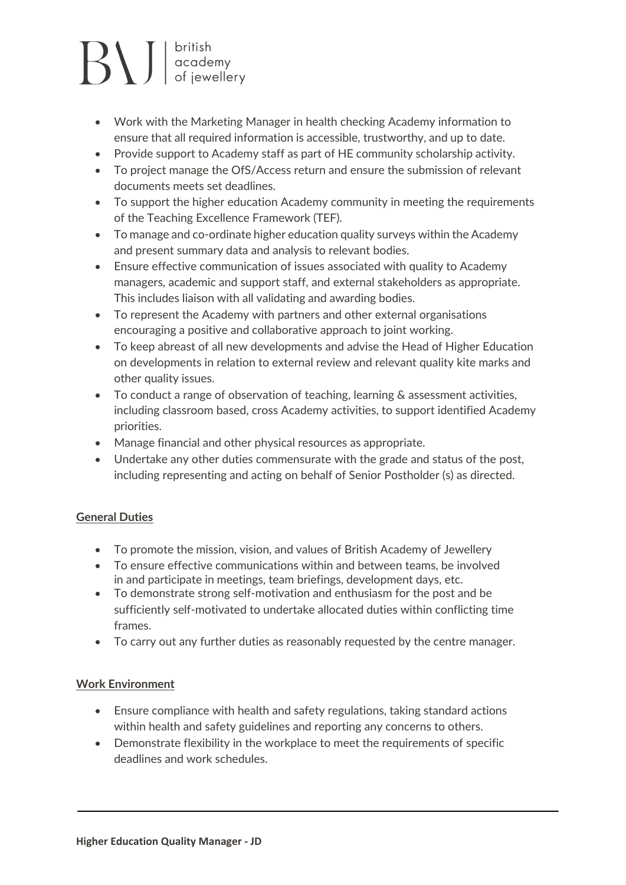- Work with the Marketing Manager in health checking Academy information to ensure that all required information is accessible, trustworthy, and up to date.
- Provide support to Academy staff as part of HE community scholarship activity.
- To project manage the OfS/Access return and ensure the submission of relevant documents meets set deadlines.
- To support the higher education Academy community in meeting the requirements of the Teaching Excellence Framework (TEF).
- To manage and co-ordinate higher education quality surveys within the Academy and present summary data and analysis to relevant bodies.
- Ensure effective communication of issues associated with quality to Academy managers, academic and support staff, and external stakeholders as appropriate. This includes liaison with all validating and awarding bodies.
- To represent the Academy with partners and other external organisations encouraging a positive and collaborative approach to joint working.
- To keep abreast of all new developments and advise the Head of Higher Education on developments in relation to external review and relevant quality kite marks and other quality issues.
- To conduct a range of observation of teaching, learning & assessment activities, including classroom based, cross Academy activities, to support identified Academy priorities.
- Manage financial and other physical resources as appropriate.
- Undertake any other duties commensurate with the grade and status of the post, including representing and acting on behalf of Senior Postholder (s) as directed.

## General Duties

- To promote the mission, vision, and values of British Academy of Jewellery
- To ensure effective communications within and between teams, be involved in and participate in meetings, team briefings, development days, etc.
- To demonstrate strong self-motivation and enthusiasm for the post and be sufficiently self-motivated to undertake allocated duties within conflicting time frames.
- To carry out any further duties as reasonably requested by the centre manager.

## Work Environment

- Ensure compliance with health and safety regulations, taking standard actions within health and safety guidelines and reporting any concerns to others.
- Demonstrate flexibility in the workplace to meet the requirements of specific deadlines and work schedules.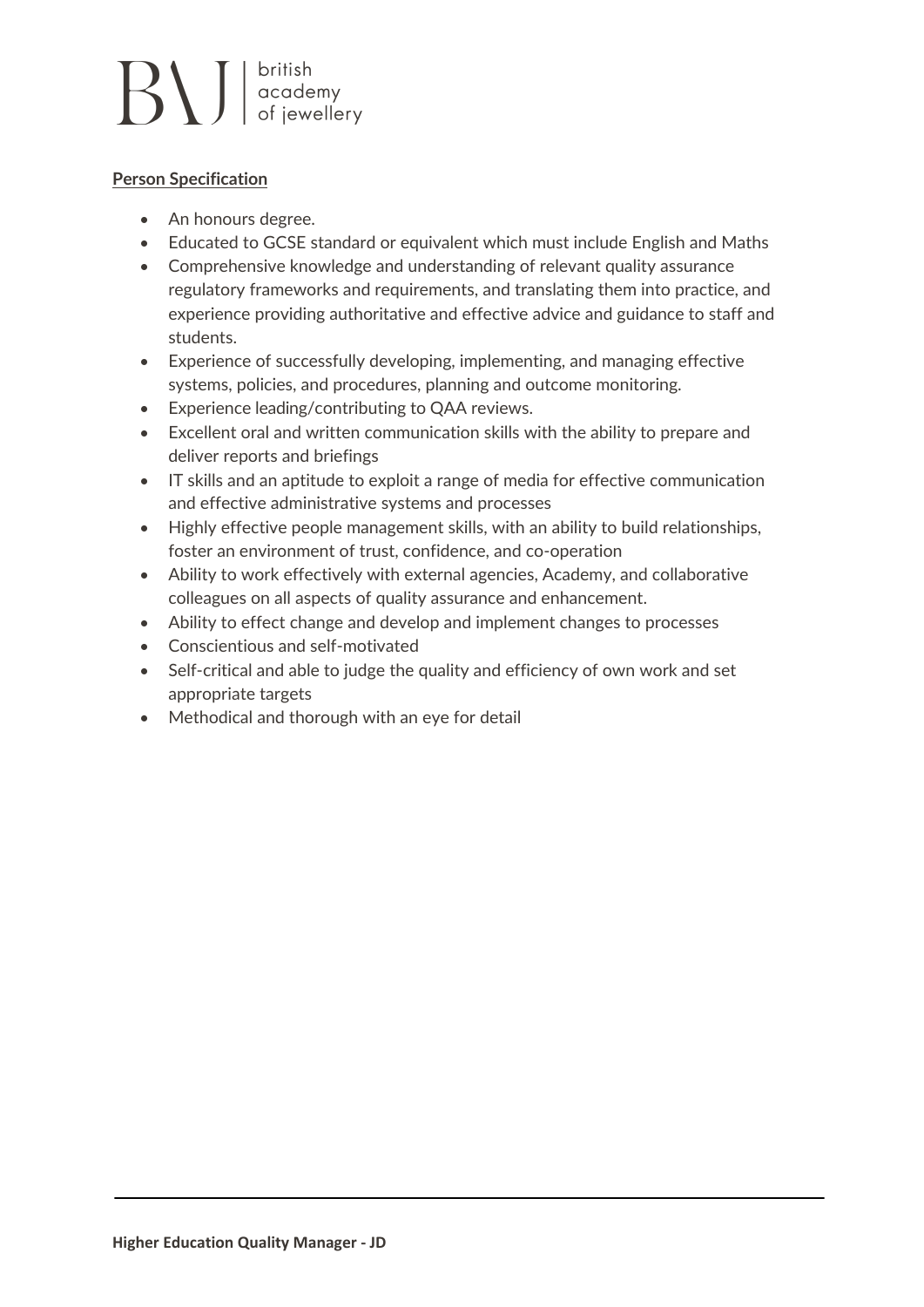**Person Specification**

- An honours degree.
- Educated to GCSE standard or equivalent which must include English and Maths
- Comprehensive knowledge and understanding of relevant quality assurance regulatory frameworks and requirements, and translating them into practice, and experience providing authoritative and effective advice and guidance to staff and students.
- Experience of successfully developing, implementing, and managing effective systems, policies, and procedures, planning and outcome monitoring.
- Experience leading/contributing to QAA reviews.
- Excellent oral and written communication skills with the ability to prepare and deliver reports and briefings
- IT skills and an aptitude to exploit a range of media for effective communication and effective administrative systems and processes
- Highly effective people management skills, with an ability to build relationships, foster an environment of trust, confidence, and co-operation
- Ability to work effectively with external agencies, Academy, and collaborative colleagues on all aspects of quality assurance and enhancement.
- Ability to effect change and develop and implement changes to processes
- Conscientious and self-motivated
- Self-critical and able to judge the quality and efficiency of own work and set appropriate targets
- Methodical and thorough with an eye for detail